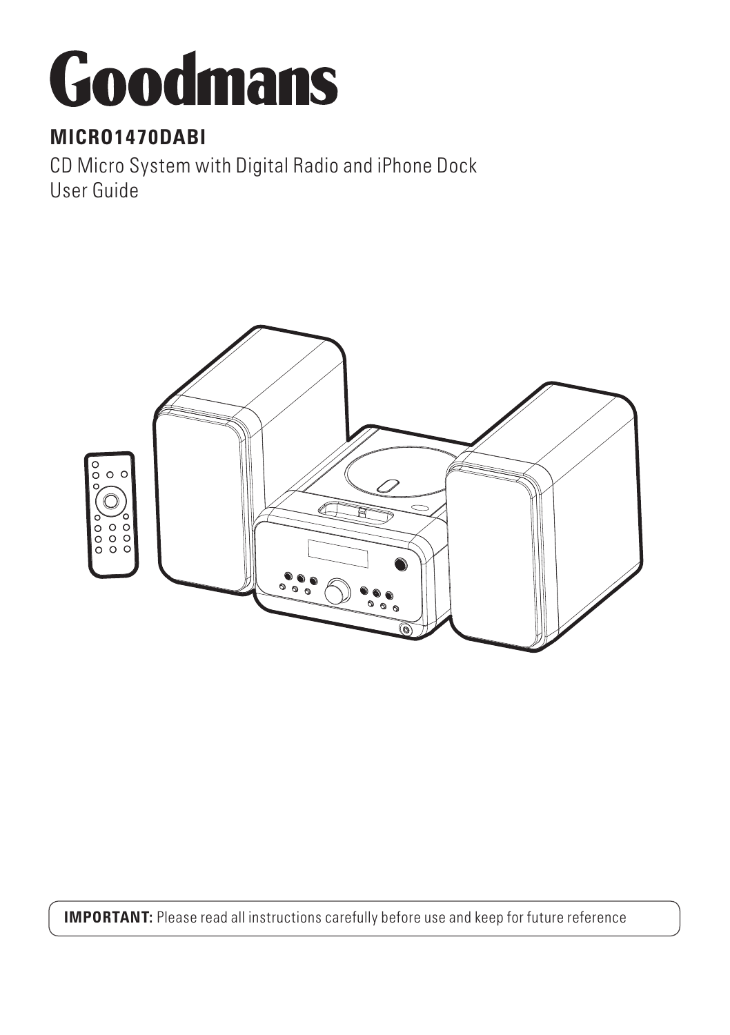# Goodmans

**MICRO1470DABI**

CD Micro System with Digital Radio and iPhone Dock
User Guide

**IMPORTANT:** Please read all instructions carefully before use and keep for future reference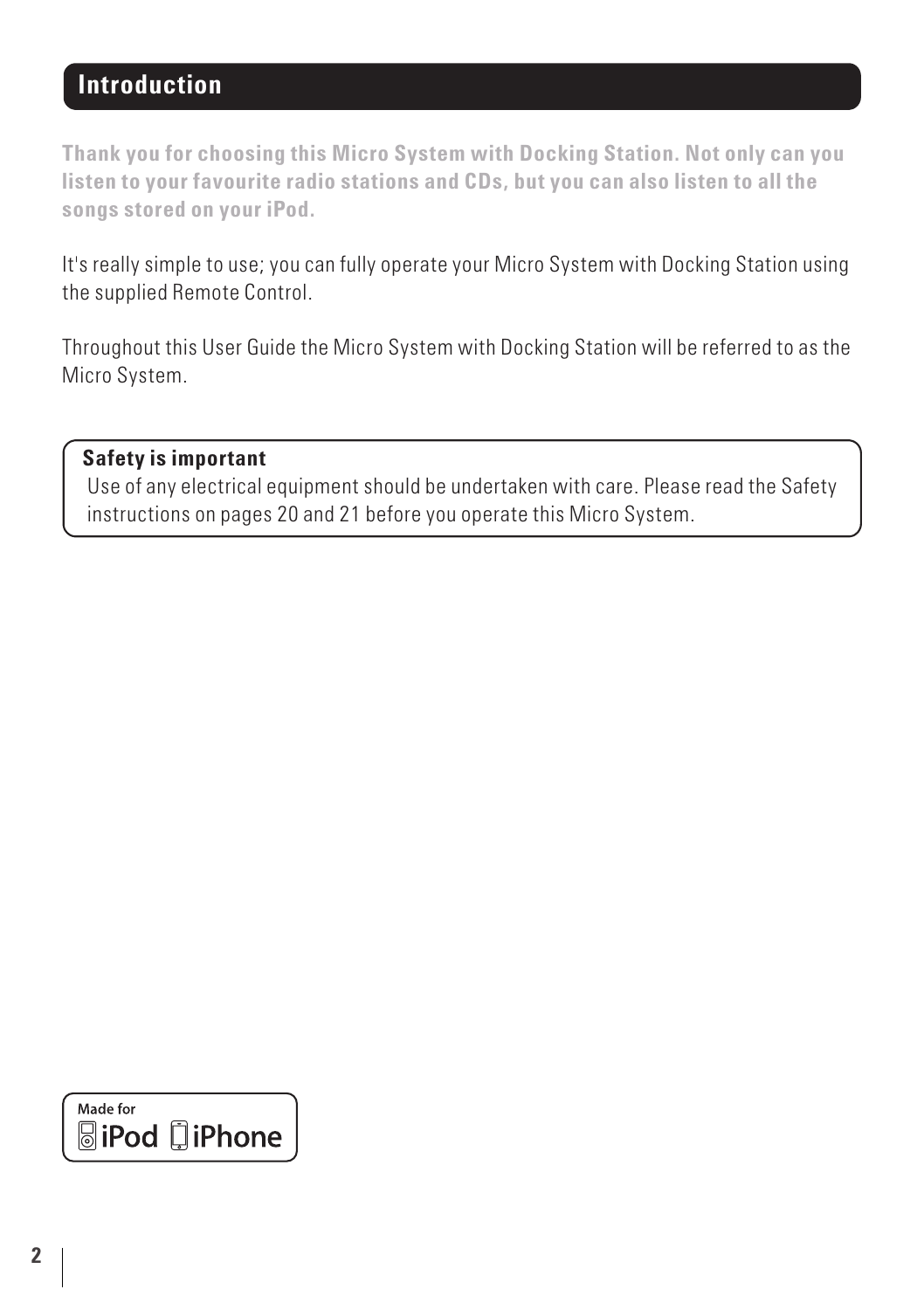## Introduction

**Thank you for choosing this Micro System with Docking Station. Not only can you listen to your favourite radio stations and CDs, but you can also listen to all the songs stored on your iPod.**

It's really simple to use; you can fully operate your Micro System with Docking Station using the supplied Remote Control.

Throughout this User Guide the Micro System with Docking Station will be referred to as the Micro System.

**Safety is important**

Use of any electrical equipment should be undertaken with care. Please read the Safety instructions on pages 20 and 21 before you operate this Micro System.

Made for iPod iPhone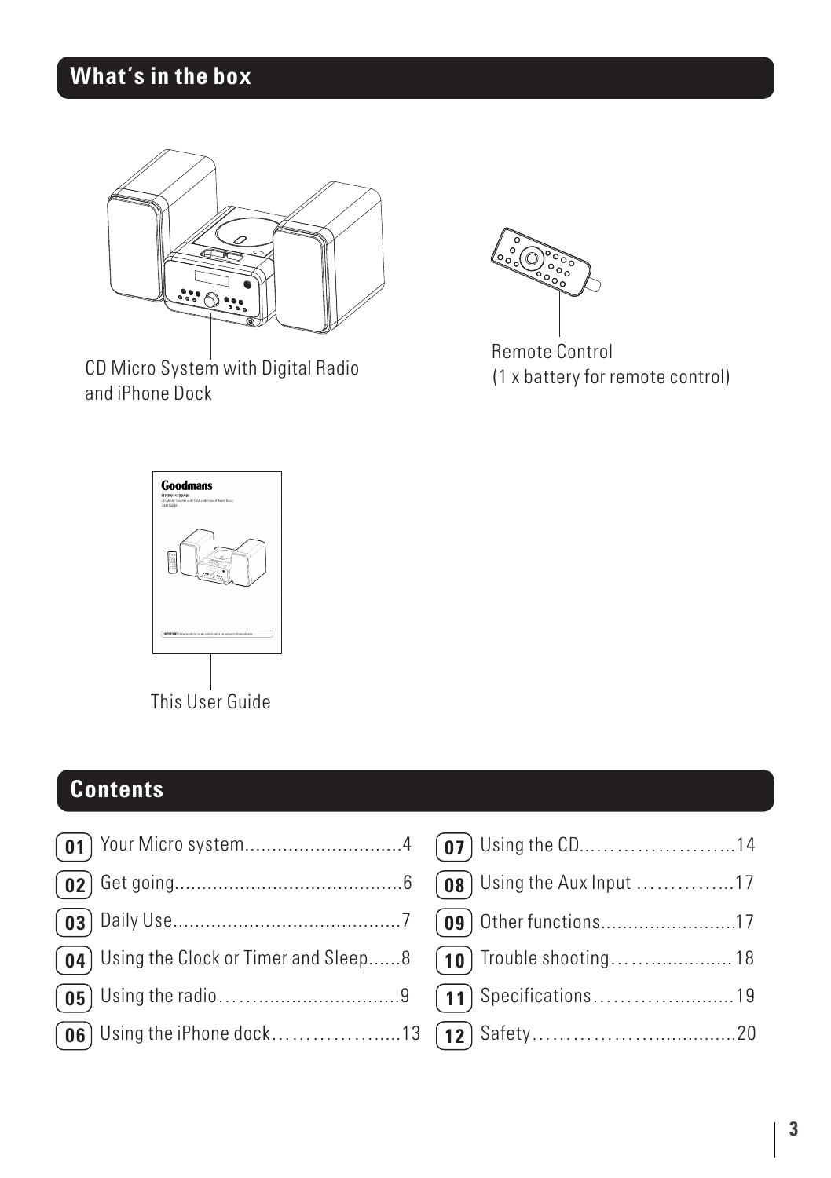## What's in the box

CD Micro System with Digital Radio and iPhone Dock

Remote Control
(1 x battery for remote control)

This User Guide

## Contents

| | | | |
|---|---|---|---|
| 01 | Your Micro system.............................4 | 07 | Using the CD..…………………...14 |
| 02 | Get going..........................................6 | 08 | Using the Aux Input …………...17 |
| 03 | Daily Use..........................................7 | 09 | Other functions.........................17 |
| 04 | Using the Clock or Timer and Sleep......8 | 10 | Trouble shooting……................ 18 |
| 05 | Using the radio…….........................9 | 11 | Specifications………….............19 |
| 06 | Using the iPhone dock………………....13 | 12 | Safety…………………..............20 |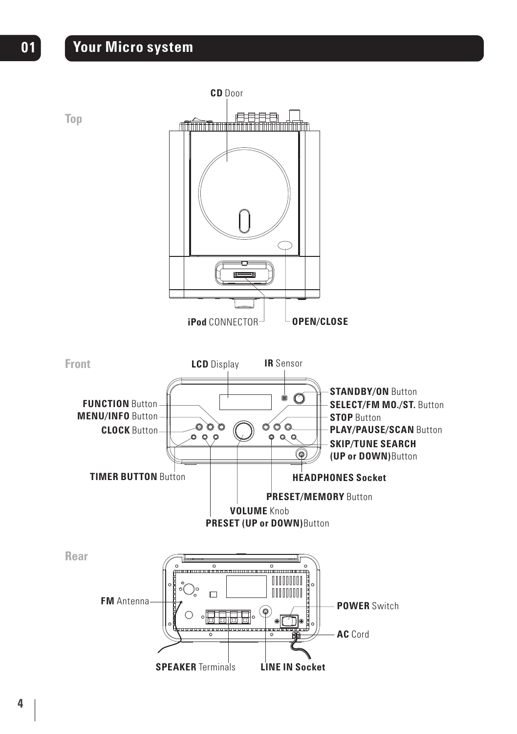# 01 Your Micro system

## Top

**CD** Door

**iPod** CONNECTOR

**OPEN/CLOSE**

## Front

**LCD** Display

**IR** Sensor

**STANDBY/ON** Button

**SELECT/FM MO./ST.** Button

**STOP** Button

**PLAY/PAUSE/SCAN** Button

**SKIP/TUNE SEARCH (UP or DOWN)**Button

**HEADPHONES Socket**

**PRESET/MEMORY** Button

**VOLUME** Knob

**PRESET (UP or DOWN)**Button

**TIMER BUTTON** Button

**CLOCK** Button

**MENU/INFO** Button

**FUNCTION** Button

## Rear

**FM** Antenna

**POWER** Switch

**AC** Cord

**SPEAKER** Terminals

**LINE IN Socket**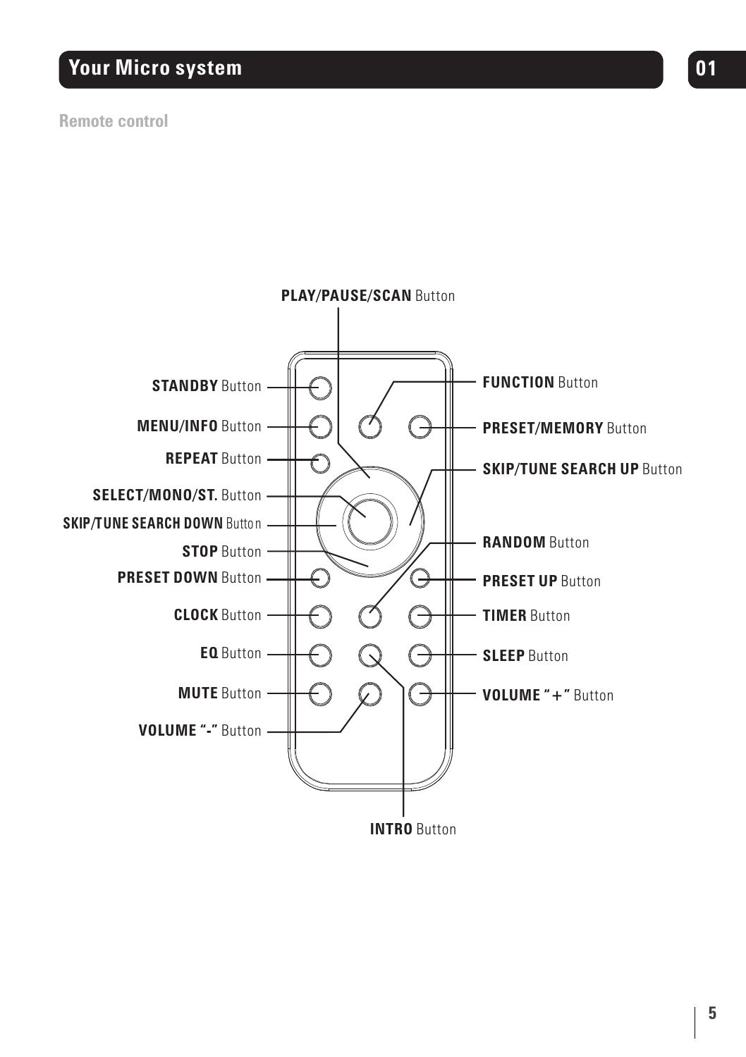## Your Micro system

### Remote control

**PLAY/PAUSE/SCAN** Button

**STANDBY** Button

**MENU/INFO** Button

**REPEAT** Button

**SELECT/MONO/ST.** Button

**SKIP/TUNE SEARCH DOWN** Button

**STOP** Button

**PRESET DOWN** Button

**CLOCK** Button

**EQ** Button

**MUTE** Button

**VOLUME "-"** Button

**FUNCTION** Button

**PRESET/MEMORY** Button

**SKIP/TUNE SEARCH UP** Button

**RANDOM** Button

**PRESET UP** Button

**TIMER** Button

**SLEEP** Button

**VOLUME "+"** Button

**INTRO** Button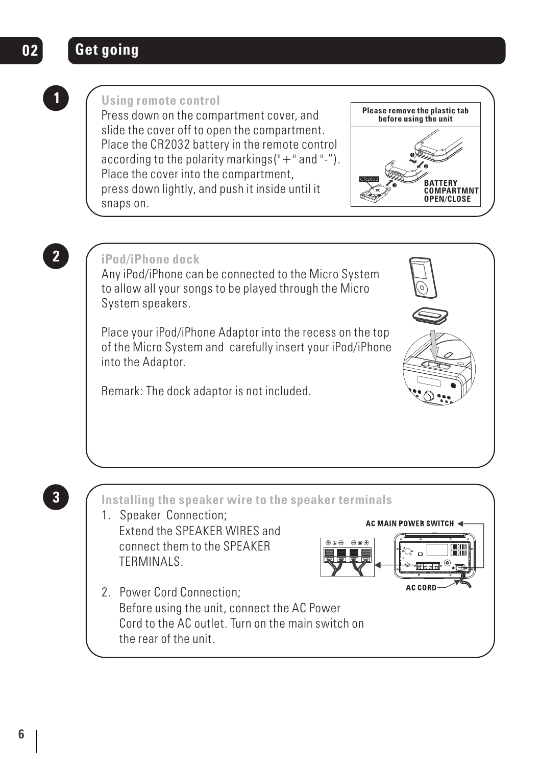## 02 Get going

### 1

**Using remote control**

Press down on the compartment cover, and slide the cover off to open the compartment. Place the CR2032 battery in the remote control according to the polarity markings("+" and "-"). Place the cover into the compartment, press down lightly, and push it inside until it snaps on.

Please remove the plastic tab before using the unit

BATTERY COMPARTMNT OPEN/CLOSE

### 2

**iPod/iPhone dock**

Any iPod/iPhone can be connected to the Micro System to allow all your songs to be played through the Micro System speakers.

Place your iPod/iPhone Adaptor into the recess on the top of the Micro System and carefully insert your iPod/iPhone into the Adaptor.

Remark: The dock adaptor is not included.

### 3

**Installing the speaker wire to the speaker terminals**

1. Speaker Connection;
   Extend the SPEAKER WIRES and connect them to the SPEAKER TERMINALS.

2. Power Cord Connection;
   Before using the unit, connect the AC Power Cord to the AC outlet. Turn on the main switch on the rear of the unit.

AC MAIN POWER SWITCH

AC CORD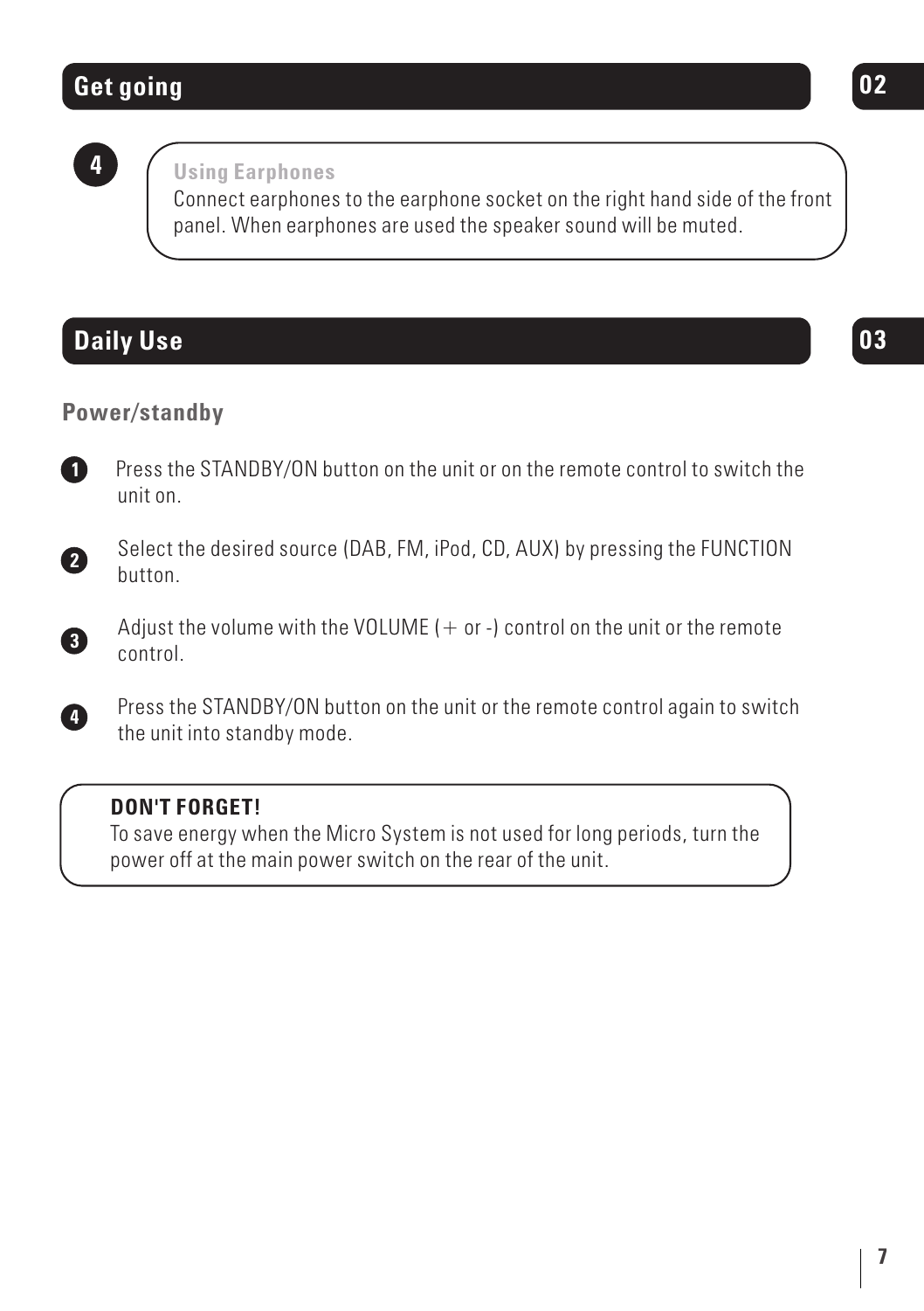## Get going

02

4

**Using Earphones**

Connect earphones to the earphone socket on the right hand side of the front panel. When earphones are used the speaker sound will be muted.

## Daily Use

03

### Power/standby

1. Press the STANDBY/ON button on the unit or on the remote control to switch the unit on.
2. Select the desired source (DAB, FM, iPod, CD, AUX) by pressing the FUNCTION button.
3. Adjust the volume with the VOLUME (+ or -) control on the unit or the remote control.
4. Press the STANDBY/ON button on the unit or the remote control again to switch the unit into standby mode.

**DON'T FORGET!**

To save energy when the Micro System is not used for long periods, turn the power off at the main power switch on the rear of the unit.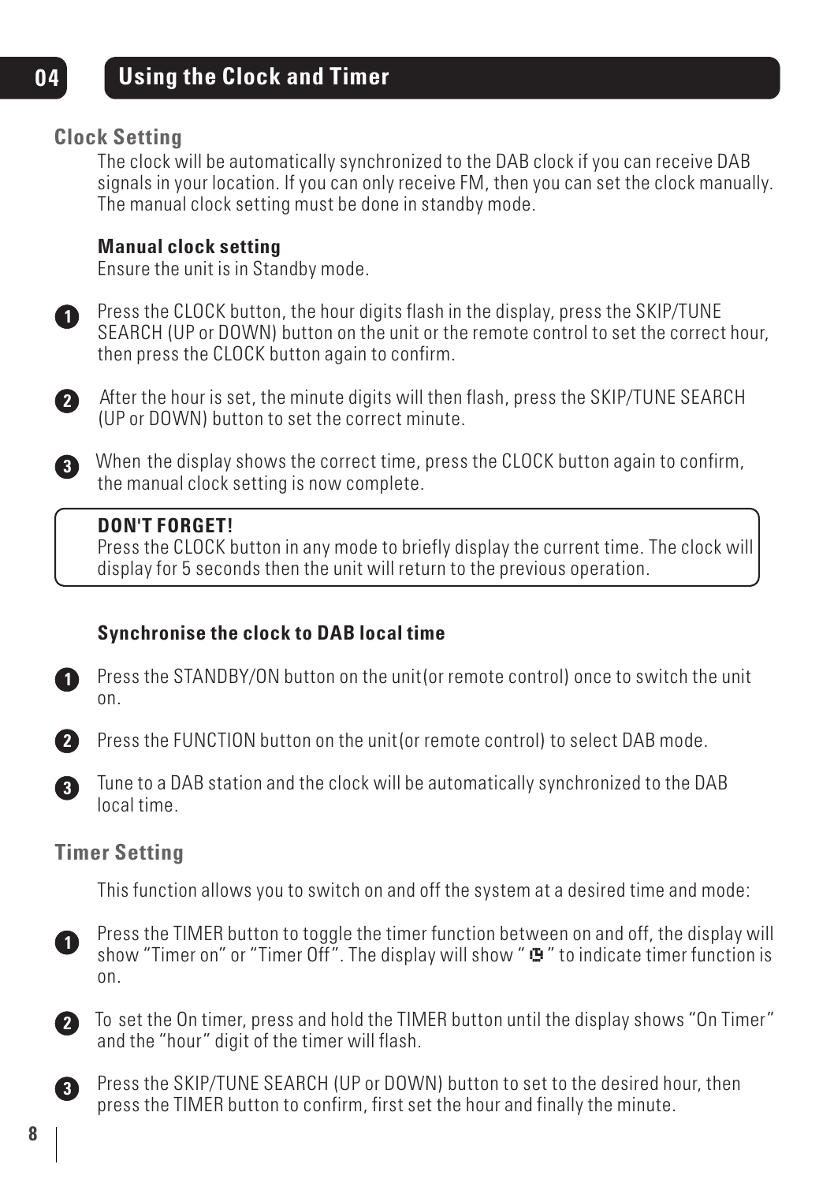# 04 Using the Clock and Timer

## Clock Setting

The clock will be automatically synchronized to the DAB clock if you can receive DAB signals in your location. If you can only receive FM, then you can set the clock manually. The manual clock setting must be done in standby mode.

### Manual clock setting

Ensure the unit is in Standby mode.

1. Press the CLOCK button, the hour digits flash in the display, press the SKIP/TUNE SEARCH (UP or DOWN) button on the unit or the remote control to set the correct hour, then press the CLOCK button again to confirm.
2. After the hour is set, the minute digits will then flash, press the SKIP/TUNE SEARCH (UP or DOWN) button to set the correct minute.
3. When the display shows the correct time, press the CLOCK button again to confirm, the manual clock setting is now complete.

**DON'T FORGET!**
Press the CLOCK button in any mode to briefly display the current time. The clock will display for 5 seconds then the unit will return to the previous operation.

### Synchronise the clock to DAB local time

1. Press the STANDBY/ON button on the unit(or remote control) once to switch the unit on.
2. Press the FUNCTION button on the unit(or remote control) to select DAB mode.
3. Tune to a DAB station and the clock will be automatically synchronized to the DAB local time.

## Timer Setting

This function allows you to switch on and off the system at a desired time and mode:

1. Press the TIMER button to toggle the timer function between on and off, the display will show "Timer on" or "Timer Off". The display will show " ◷ " to indicate timer function is on.
2. To set the On timer, press and hold the TIMER button until the display shows "On Timer" and the "hour" digit of the timer will flash.
3. Press the SKIP/TUNE SEARCH (UP or DOWN) button to set to the desired hour, then press the TIMER button to confirm, first set the hour and finally the minute.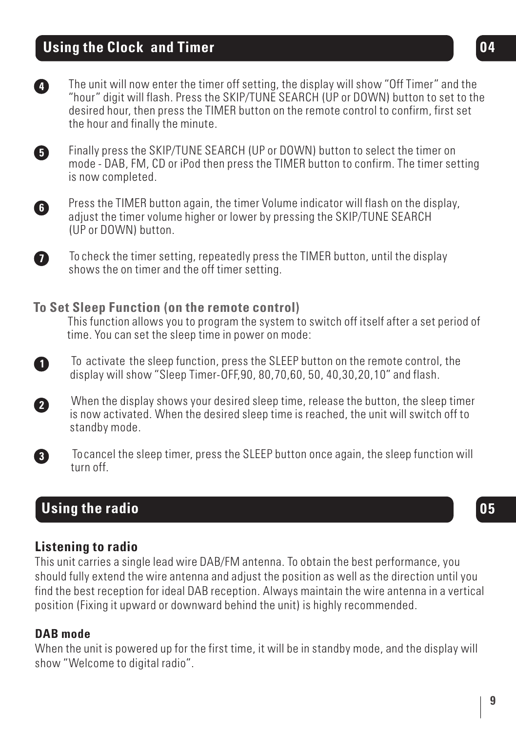## Using the Clock and Timer

04

4. The unit will now enter the timer off setting, the display will show "Off Timer" and the "hour" digit will flash. Press the SKIP/TUNE SEARCH (UP or DOWN) button to set to the desired hour, then press the TIMER button on the remote control to confirm, first set the hour and finally the minute.

5. Finally press the SKIP/TUNE SEARCH (UP or DOWN) button to select the timer on mode - DAB, FM, CD or iPod then press the TIMER button to confirm. The timer setting is now completed.

6. Press the TIMER button again, the timer Volume indicator will flash on the display, adjust the timer volume higher or lower by pressing the SKIP/TUNE SEARCH (UP or DOWN) button.

7. To check the timer setting, repeatedly press the TIMER button, until the display shows the on timer and the off timer setting.

### To Set Sleep Function (on the remote control)

This function allows you to program the system to switch off itself after a set period of time. You can set the sleep time in power on mode:

1. To activate the sleep function, press the SLEEP button on the remote control, the display will show "Sleep Timer-OFF,90, 80,70,60, 50, 40,30,20,10" and flash.

2. When the display shows your desired sleep time, release the button, the sleep timer is now activated. When the desired sleep time is reached, the unit will switch off to standby mode.

3. To cancel the sleep timer, press the SLEEP button once again, the sleep function will turn off.

## Using the radio

05

### Listening to radio

This unit carries a single lead wire DAB/FM antenna. To obtain the best performance, you should fully extend the wire antenna and adjust the position as well as the direction until you find the best reception for ideal DAB reception. Always maintain the wire antenna in a vertical position (Fixing it upward or downward behind the unit) is highly recommended.

### DAB mode

When the unit is powered up for the first time, it will be in standby mode, and the display will show "Welcome to digital radio".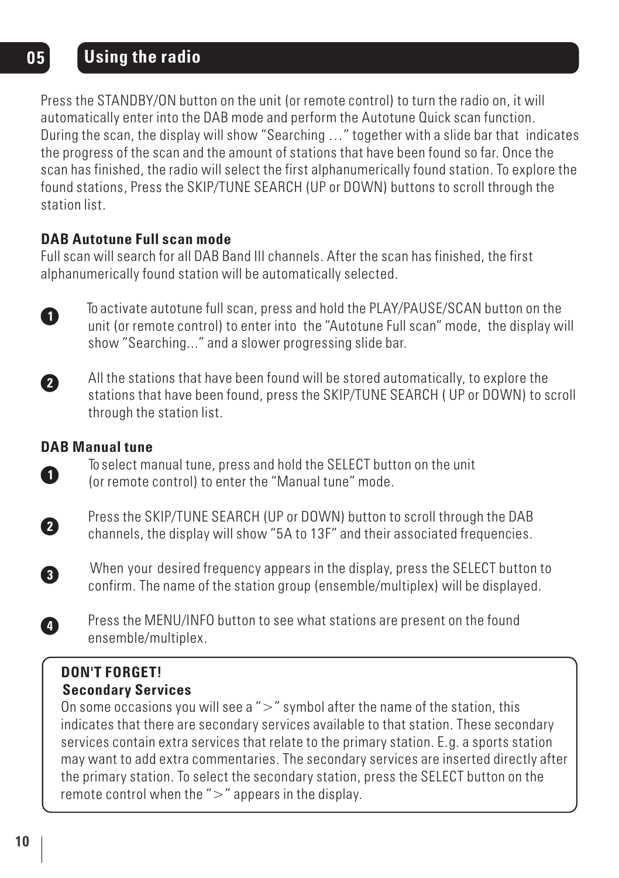# 05 Using the radio

Press the STANDBY/ON button on the unit (or remote control) to turn the radio on, it will automatically enter into the DAB mode and perform the Autotune Quick scan function. During the scan, the display will show "Searching …" together with a slide bar that indicates the progress of the scan and the amount of stations that have been found so far. Once the scan has finished, the radio will select the first alphanumerically found station. To explore the found stations, Press the SKIP/TUNE SEARCH (UP or DOWN) buttons to scroll through the station list.

**DAB Autotune Full scan mode**

Full scan will search for all DAB Band III channels. After the scan has finished, the first alphanumerically found station will be automatically selected.

1. To activate autotune full scan, press and hold the PLAY/PAUSE/SCAN button on the unit (or remote control) to enter into the "Autotune Full scan" mode, the display will show "Searching..." and a slower progressing slide bar.
2. All the stations that have been found will be stored automatically, to explore the stations that have been found, press the SKIP/TUNE SEARCH ( UP or DOWN) to scroll through the station list.

**DAB Manual tune**

1. To select manual tune, press and hold the SELECT button on the unit (or remote control) to enter the "Manual tune" mode.
2. Press the SKIP/TUNE SEARCH (UP or DOWN) button to scroll through the DAB channels, the display will show "5A to 13F" and their associated frequencies.
3. When your desired frequency appears in the display, press the SELECT button to confirm. The name of the station group (ensemble/multiplex) will be displayed.
4. Press the MENU/INFO button to see what stations are present on the found ensemble/multiplex.

**DON'T FORGET!**
**Secondary Services**
On some occasions you will see a ">" symbol after the name of the station, this indicates that there are secondary services available to that station. These secondary services contain extra services that relate to the primary station. E.g. a sports station may want to add extra commentaries. The secondary services are inserted directly after the primary station. To select the secondary station, press the SELECT button on the remote control when the ">" appears in the display.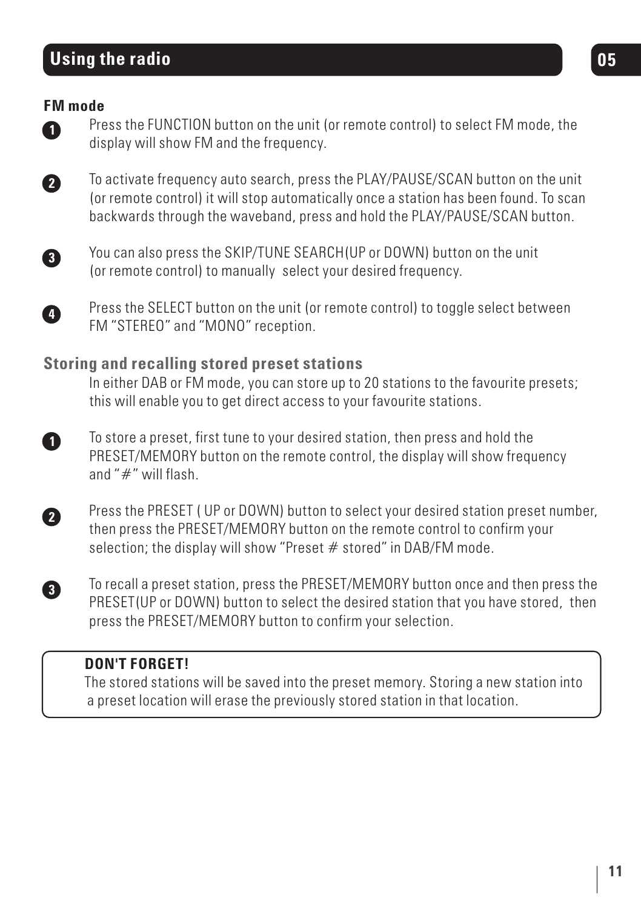## Using the radio

### FM mode

1. Press the FUNCTION button on the unit (or remote control) to select FM mode, the display will show FM and the frequency.

2. To activate frequency auto search, press the PLAY/PAUSE/SCAN button on the unit (or remote control) it will stop automatically once a station has been found. To scan backwards through the waveband, press and hold the PLAY/PAUSE/SCAN button.

3. You can also press the SKIP/TUNE SEARCH(UP or DOWN) button on the unit (or remote control) to manually select your desired frequency.

4. Press the SELECT button on the unit (or remote control) to toggle select between FM "STEREO" and "MONO" reception.

### Storing and recalling stored preset stations

In either DAB or FM mode, you can store up to 20 stations to the favourite presets; this will enable you to get direct access to your favourite stations.

1. To store a preset, first tune to your desired station, then press and hold the PRESET/MEMORY button on the remote control, the display will show frequency and "#" will flash.

2. Press the PRESET ( UP or DOWN) button to select your desired station preset number, then press the PRESET/MEMORY button on the remote control to confirm your selection; the display will show "Preset # stored" in DAB/FM mode.

3. To recall a preset station, press the PRESET/MEMORY button once and then press the PRESET(UP or DOWN) button to select the desired station that you have stored, then press the PRESET/MEMORY button to confirm your selection.

**DON'T FORGET!**
The stored stations will be saved into the preset memory. Storing a new station into a preset location will erase the previously stored station in that location.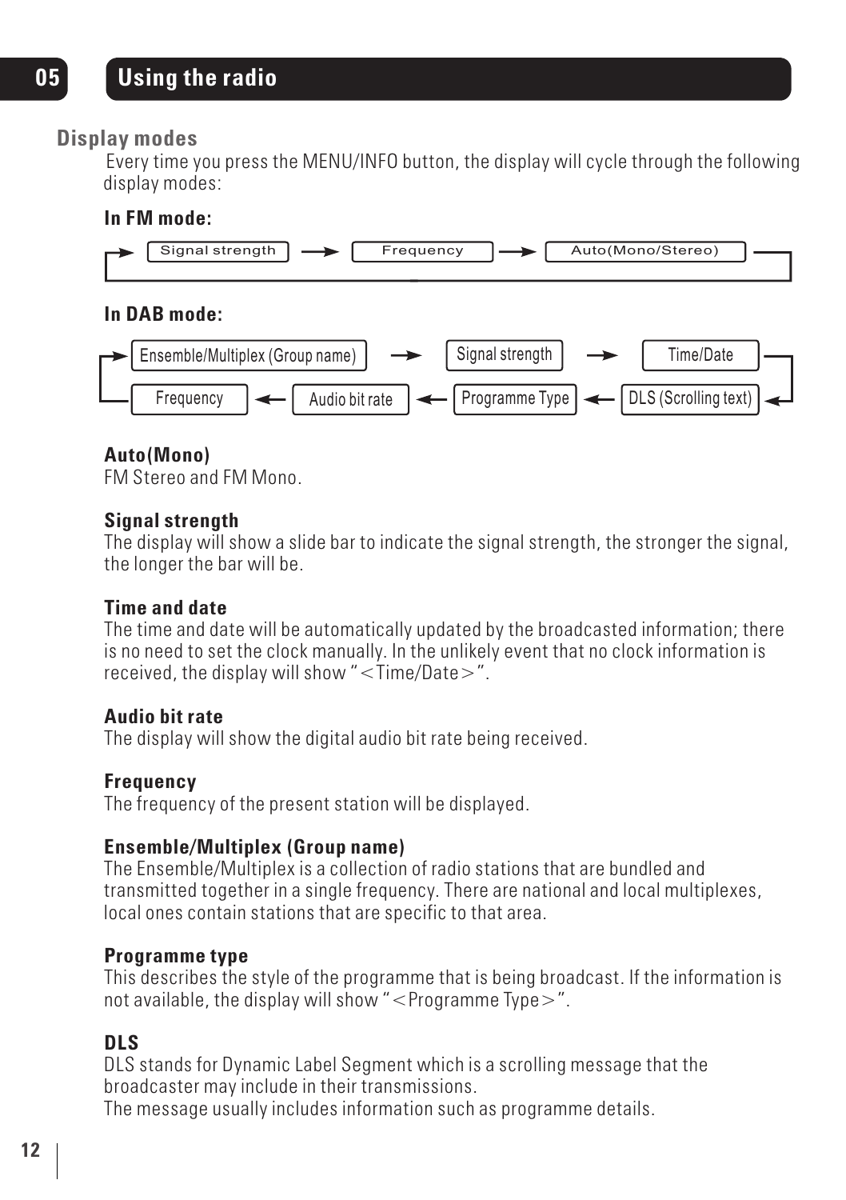# 05 Using the radio

## Display modes

Every time you press the MENU/INFO button, the display will cycle through the following display modes:

**In FM mode:**

Signal strength → Frequency → Auto(Mono/Stereo) → (back to Signal strength)

**In DAB mode:**

Ensemble/Multiplex (Group name) → Signal strength → Time/Date → DLS (Scrolling text) → Programme Type → Audio bit rate → Frequency → (back to Ensemble/Multiplex (Group name))

**Auto(Mono)**
FM Stereo and FM Mono.

**Signal strength**
The display will show a slide bar to indicate the signal strength, the stronger the signal, the longer the bar will be.

**Time and date**
The time and date will be automatically updated by the broadcasted information; there is no need to set the clock manually. In the unlikely event that no clock information is received, the display will show "<Time/Date>".

**Audio bit rate**
The display will show the digital audio bit rate being received.

**Frequency**
The frequency of the present station will be displayed.

**Ensemble/Multiplex (Group name)**
The Ensemble/Multiplex is a collection of radio stations that are bundled and transmitted together in a single frequency. There are national and local multiplexes, local ones contain stations that are specific to that area.

**Programme type**
This describes the style of the programme that is being broadcast. If the information is not available, the display will show "<Programme Type>".

**DLS**
DLS stands for Dynamic Label Segment which is a scrolling message that the broadcaster may include in their transmissions.
The message usually includes information such as programme details.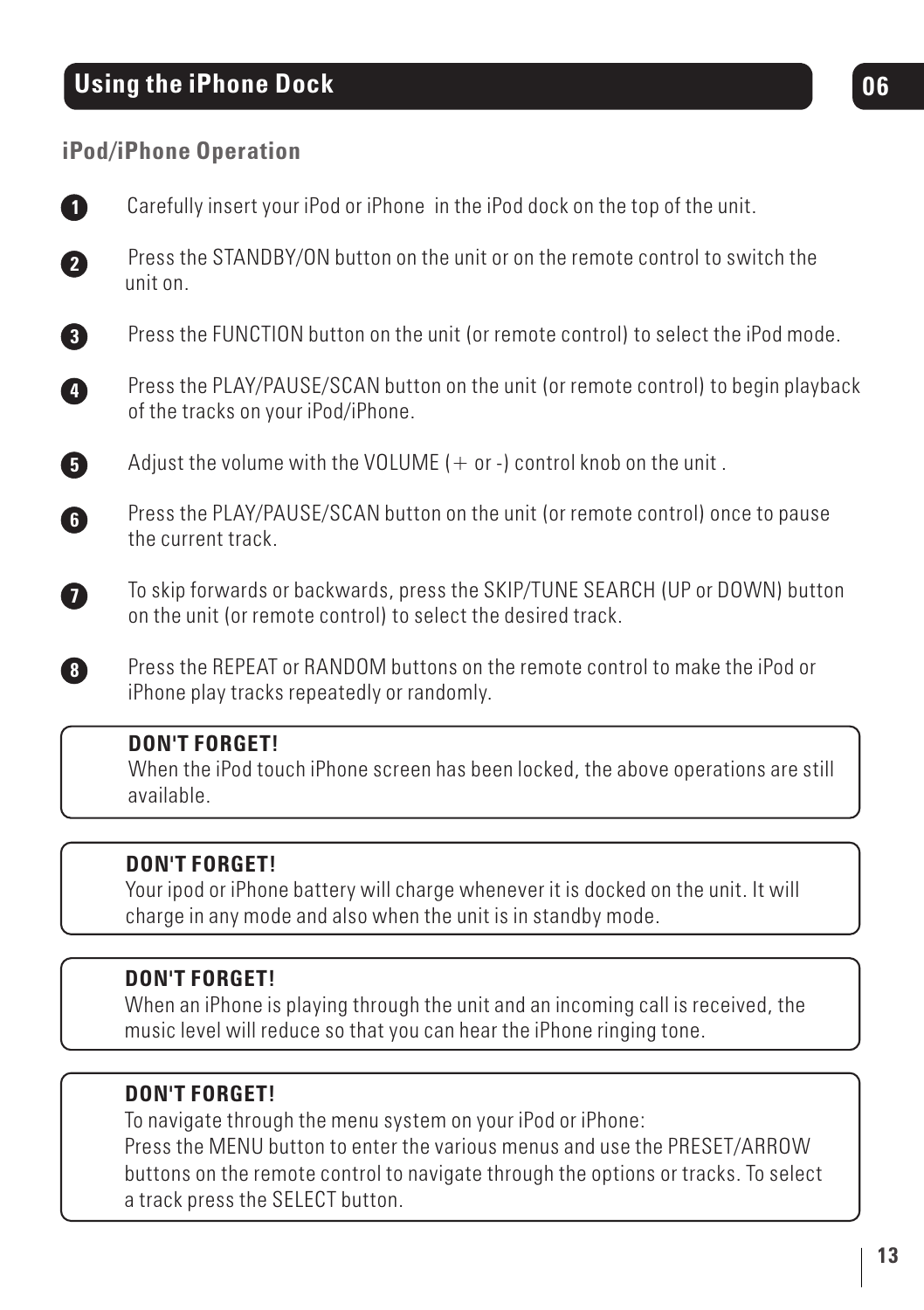## Using the iPhone Dock

### iPod/iPhone Operation

1. Carefully insert your iPod or iPhone in the iPod dock on the top of the unit.
2. Press the STANDBY/ON button on the unit or on the remote control to switch the unit on.
3. Press the FUNCTION button on the unit (or remote control) to select the iPod mode.
4. Press the PLAY/PAUSE/SCAN button on the unit (or remote control) to begin playback of the tracks on your iPod/iPhone.
5. Adjust the volume with the VOLUME (+ or -) control knob on the unit .
6. Press the PLAY/PAUSE/SCAN button on the unit (or remote control) once to pause the current track.
7. To skip forwards or backwards, press the SKIP/TUNE SEARCH (UP or DOWN) button on the unit (or remote control) to select the desired track.
8. Press the REPEAT or RANDOM buttons on the remote control to make the iPod or iPhone play tracks repeatedly or randomly.

**DON'T FORGET!**
When the iPod touch iPhone screen has been locked, the above operations are still available.

**DON'T FORGET!**
Your ipod or iPhone battery will charge whenever it is docked on the unit. It will charge in any mode and also when the unit is in standby mode.

**DON'T FORGET!**
When an iPhone is playing through the unit and an incoming call is received, the music level will reduce so that you can hear the iPhone ringing tone.

**DON'T FORGET!**
To navigate through the menu system on your iPod or iPhone:
Press the MENU button to enter the various menus and use the PRESET/ARROW buttons on the remote control to navigate through the options or tracks. To select a track press the SELECT button.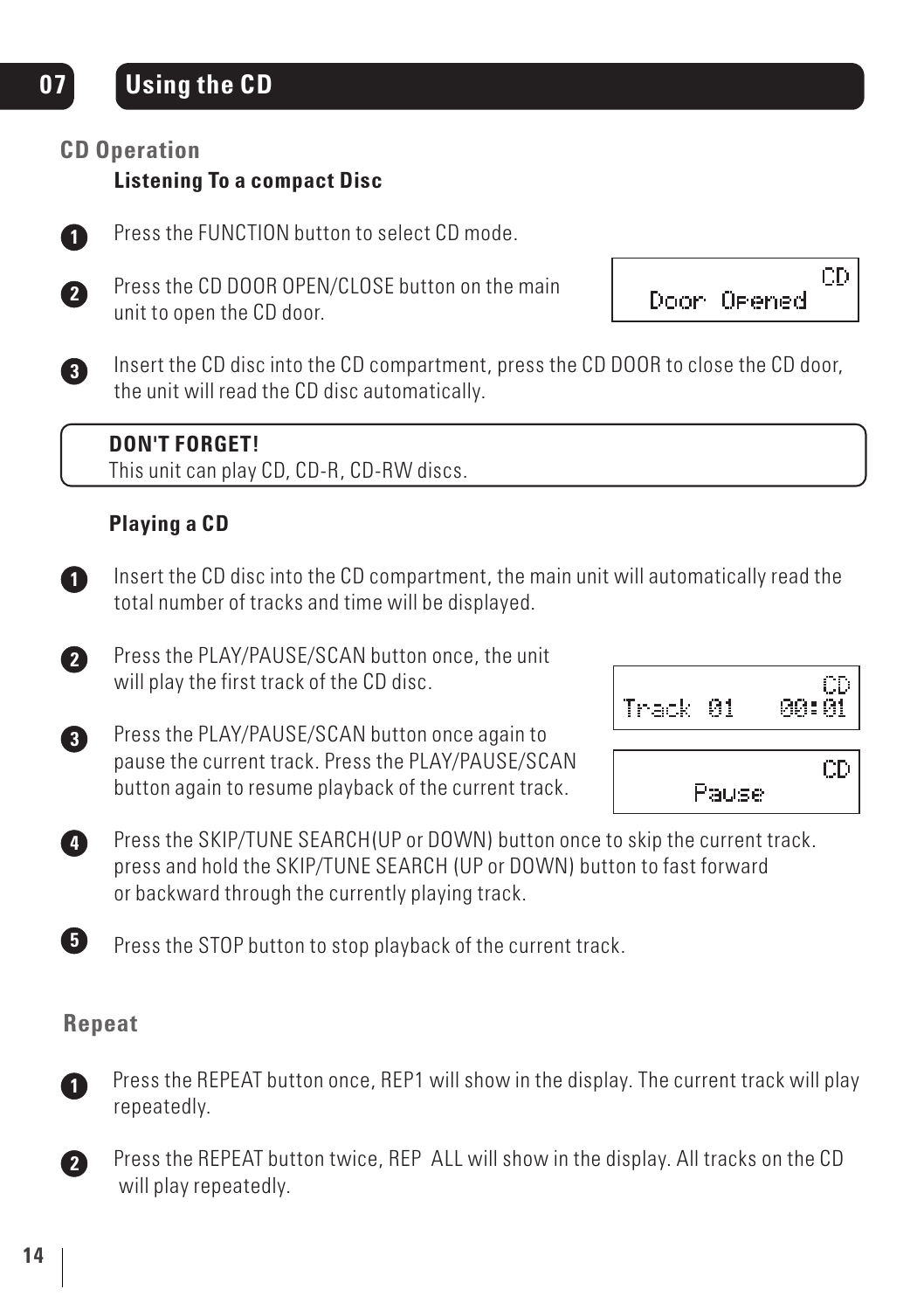# 07 Using the CD

## CD Operation

### Listening To a compact Disc

1. Press the FUNCTION button to select CD mode.
2. Press the CD DOOR OPEN/CLOSE button on the main unit to open the CD door.

   ```
   CD
   Door Opened
   ```

3. Insert the CD disc into the CD compartment, press the CD DOOR to close the CD door, the unit will read the CD disc automatically.

> **DON'T FORGET!**
> This unit can play CD, CD-R, CD-RW discs.

### Playing a CD

1. Insert the CD disc into the CD compartment, the main unit will automatically read the total number of tracks and time will be displayed.
2. Press the PLAY/PAUSE/SCAN button once, the unit will play the first track of the CD disc.

   ```
   CD
   Track 01    00:01
   ```

3. Press the PLAY/PAUSE/SCAN button once again to pause the current track. Press the PLAY/PAUSE/SCAN button again to resume playback of the current track.

   ```
   CD
   Pause
   ```

4. Press the SKIP/TUNE SEARCH(UP or DOWN) button once to skip the current track. press and hold the SKIP/TUNE SEARCH (UP or DOWN) button to fast forward or backward through the currently playing track.
5. Press the STOP button to stop playback of the current track.

## Repeat

1. Press the REPEAT button once, REP1 will show in the display. The current track will play repeatedly.
2. Press the REPEAT button twice, REP ALL will show in the display. All tracks on the CD will play repeatedly.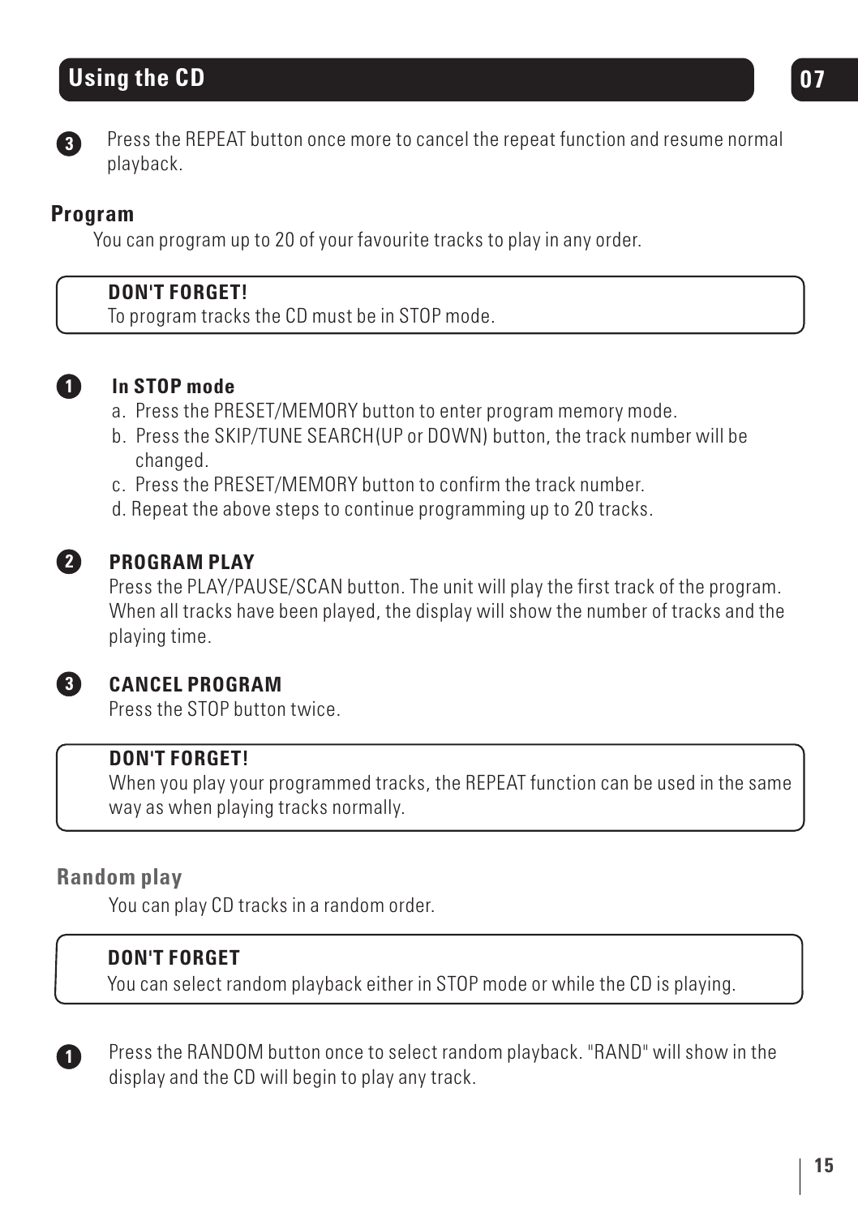## Using the CD

3. Press the REPEAT button once more to cancel the repeat function and resume normal playback.

### Program

You can program up to 20 of your favourite tracks to play in any order.

> **DON'T FORGET!**
> To program tracks the CD must be in STOP mode.

1. **In STOP mode**
   a. Press the PRESET/MEMORY button to enter program memory mode.
   b. Press the SKIP/TUNE SEARCH(UP or DOWN) button, the track number will be changed.
   c. Press the PRESET/MEMORY button to confirm the track number.
   d. Repeat the above steps to continue programming up to 20 tracks.

2. **PROGRAM PLAY**
   Press the PLAY/PAUSE/SCAN button. The unit will play the first track of the program. When all tracks have been played, the display will show the number of tracks and the playing time.

3. **CANCEL PROGRAM**
   Press the STOP button twice.

> **DON'T FORGET!**
> When you play your programmed tracks, the REPEAT function can be used in the same way as when playing tracks normally.

### Random play

You can play CD tracks in a random order.

> **DON'T FORGET**
> You can select random playback either in STOP mode or while the CD is playing.

1. Press the RANDOM button once to select random playback. "RAND" will show in the display and the CD will begin to play any track.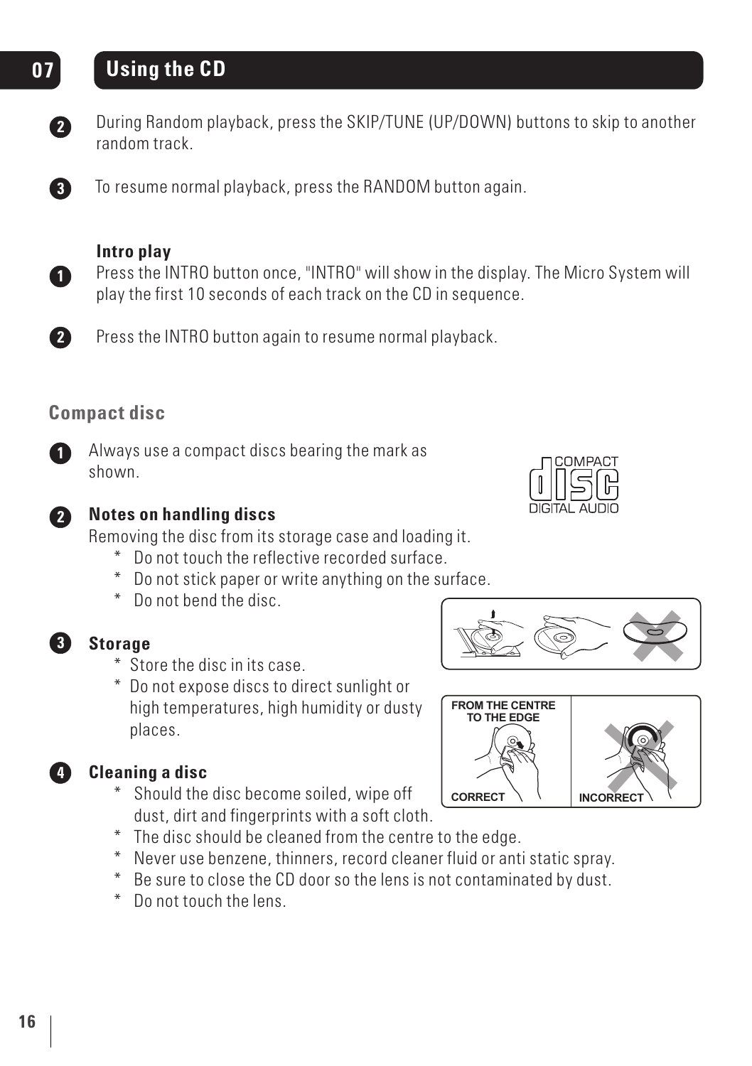# 07 Using the CD

2. During Random playback, press the SKIP/TUNE (UP/DOWN) buttons to skip to another random track.

3. To resume normal playback, press the RANDOM button again.

**Intro play**

1. Press the INTRO button once, "INTRO" will show in the display. The Micro System will play the first 10 seconds of each track on the CD in sequence.

2. Press the INTRO button again to resume normal playback.

## Compact disc

1. Always use a compact discs bearing the mark as shown.

   COMPACT disc DIGITAL AUDIO

2. **Notes on handling discs**

   Removing the disc from its storage case and loading it.
   * Do not touch the reflective recorded surface.
   * Do not stick paper or write anything on the surface.
   * Do not bend the disc.

3. **Storage**
   * Store the disc in its case.
   * Do not expose discs to direct sunlight or high temperatures, high humidity or dusty places.

4. **Cleaning a disc**
   * Should the disc become soiled, wipe off dust, dirt and fingerprints with a soft cloth.
   * The disc should be cleaned from the centre to the edge.
   * Never use benzene, thinners, record cleaner fluid or anti static spray.
   * Be sure to close the CD door so the lens is not contaminated by dust.
   * Do not touch the lens.

FROM THE CENTRE TO THE EDGE

CORRECT

INCORRECT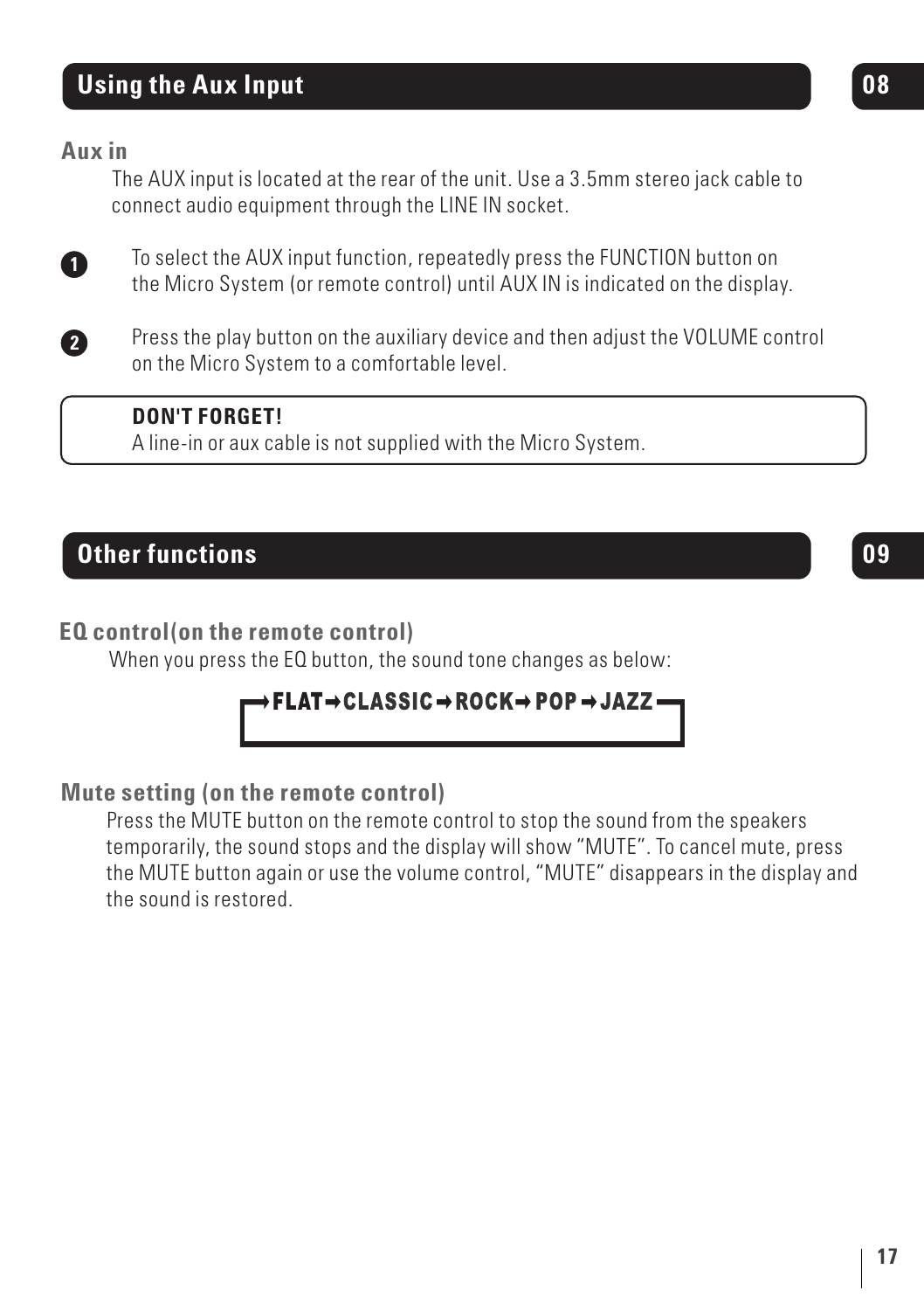## Using the Aux Input

08

### Aux in

The AUX input is located at the rear of the unit. Use a 3.5mm stereo jack cable to connect audio equipment through the LINE IN socket.

1. To select the AUX input function, repeatedly press the FUNCTION button on the Micro System (or remote control) until AUX IN is indicated on the display.
2. Press the play button on the auxiliary device and then adjust the VOLUME control on the Micro System to a comfortable level.

**DON'T FORGET!**
A line-in or aux cable is not supplied with the Micro System.

## Other functions

09

### EQ control(on the remote control)

When you press the EQ button, the sound tone changes as below:

**→FLAT→CLASSIC→ROCK→POP→JAZZ** (returns to FLAT)

### Mute setting (on the remote control)

Press the MUTE button on the remote control to stop the sound from the speakers temporarily, the sound stops and the display will show “MUTE”. To cancel mute, press the MUTE button again or use the volume control, “MUTE” disappears in the display and the sound is restored.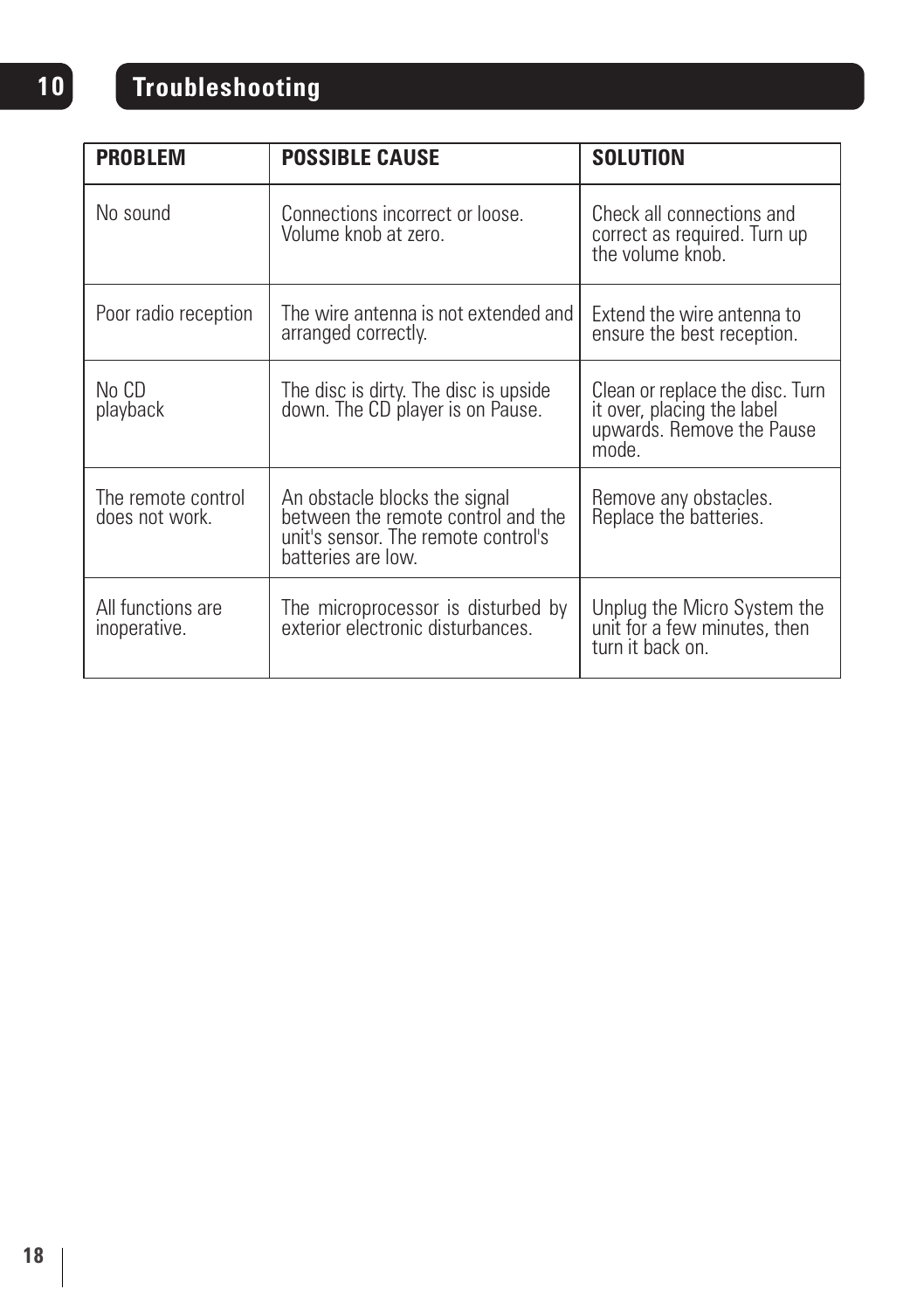## 10 Troubleshooting

| PROBLEM | POSSIBLE CAUSE | SOLUTION |
| --- | --- | --- |
| No sound | Connections incorrect or loose. Volume knob at zero. | Check all connections and correct as required. Turn up the volume knob. |
| Poor radio reception | The wire antenna is not extended and arranged correctly. | Extend the wire antenna to ensure the best reception. |
| No CD playback | The disc is dirty. The disc is upside down. The CD player is on Pause. | Clean or replace the disc. Turn it over, placing the label upwards. Remove the Pause mode. |
| The remote control does not work. | An obstacle blocks the signal between the remote control and the unit's sensor. The remote control's batteries are low. | Remove any obstacles. Replace the batteries. |
| All functions are inoperative. | The microprocessor is disturbed by exterior electronic disturbances. | Unplug the Micro System the unit for a few minutes, then turn it back on. |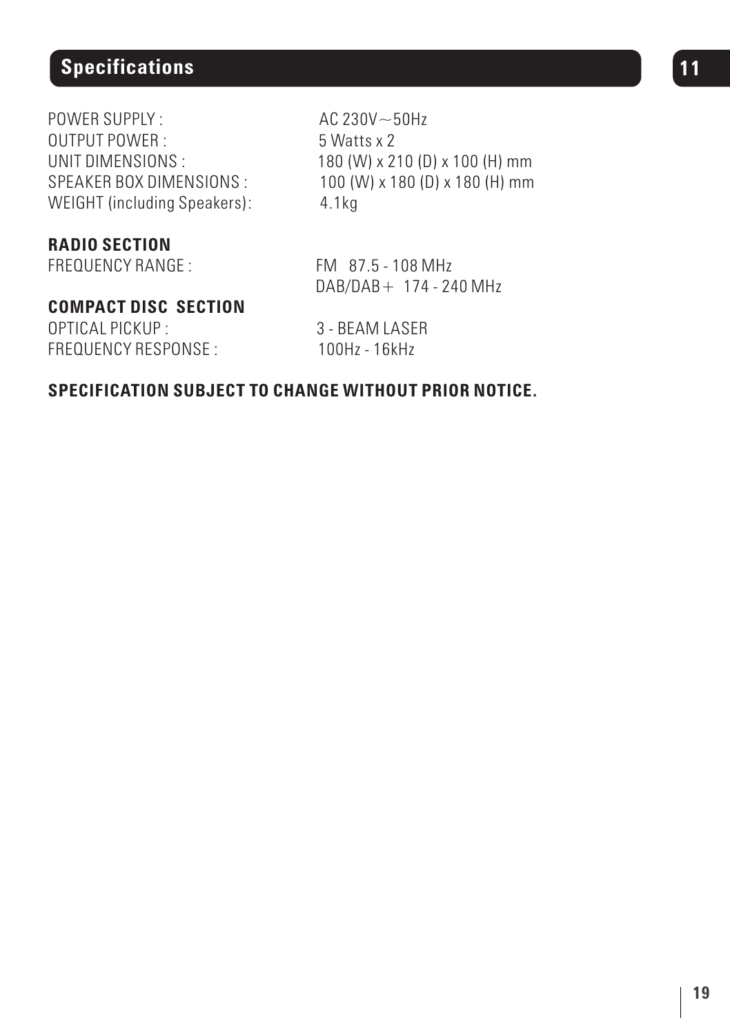## Specifications

| | |
|---|---|
| POWER SUPPLY : | AC 230V～50Hz |
| OUTPUT POWER : | 5 Watts x 2 |
| UNIT DIMENSIONS : | 180 (W) x 210 (D) x 100 (H) mm |
| SPEAKER BOX DIMENSIONS : | 100 (W) x 180 (D) x 180 (H) mm |
| WEIGHT (including Speakers): | 4.1kg |

**RADIO SECTION**

| | |
|---|---|
| FREQUENCY RANGE : | FM 87.5 - 108 MHz<br>DAB/DAB＋ 174 - 240 MHz |

**COMPACT DISC SECTION**

| | |
|---|---|
| OPTICAL PICKUP : | 3 - BEAM LASER |
| FREQUENCY RESPONSE : | 100Hz - 16kHz |

**SPECIFICATION SUBJECT TO CHANGE WITHOUT PRIOR NOTICE.**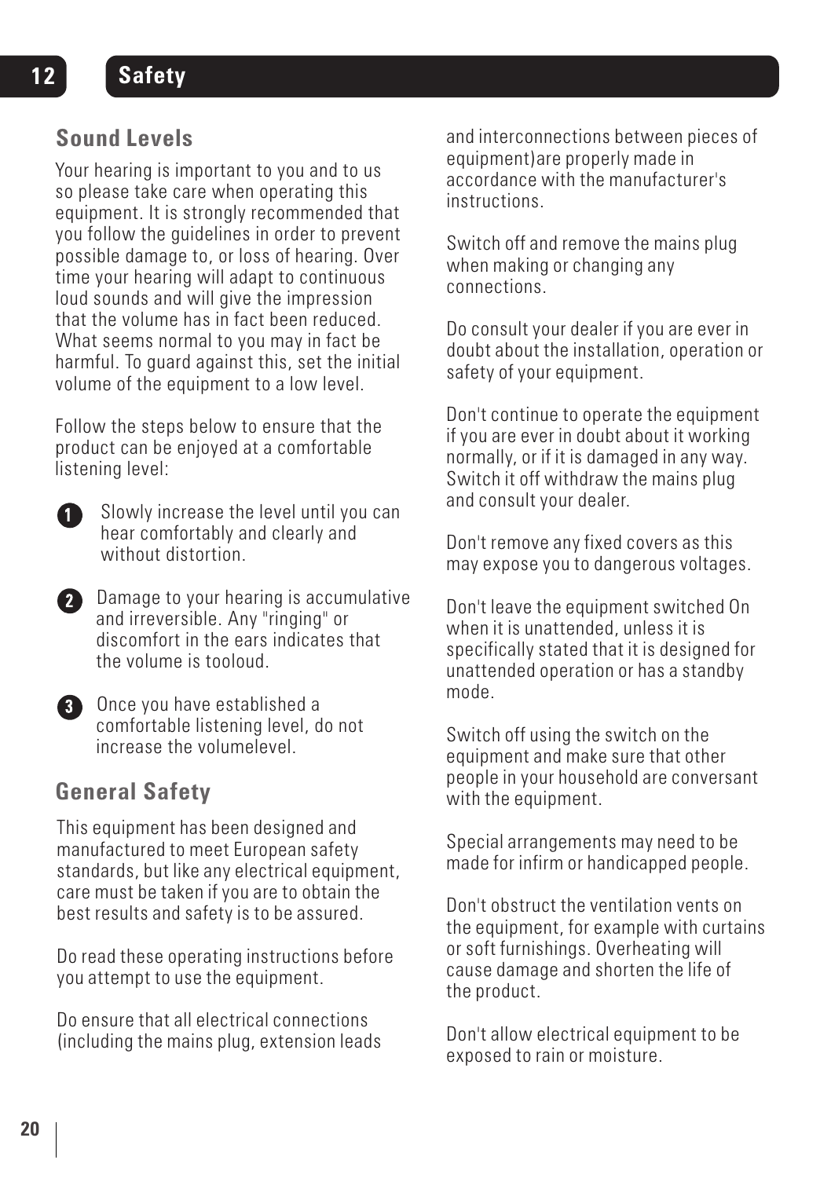## 12 Safety

### Sound Levels

Your hearing is important to you and to us so please take care when operating this equipment. It is strongly recommended that you follow the guidelines in order to prevent possible damage to, or loss of hearing. Over time your hearing will adapt to continuous loud sounds and will give the impression that the volume has in fact been reduced. What seems normal to you may in fact be harmful. To guard against this, set the initial volume of the equipment to a low level.

Follow the steps below to ensure that the product can be enjoyed at a comfortable listening level:

1. Slowly increase the level until you can hear comfortably and clearly and without distortion.
2. Damage to your hearing is accumulative and irreversible. Any "ringing" or discomfort in the ears indicates that the volume is tooloud.
3. Once you have established a comfortable listening level, do not increase the volumelevel.

### General Safety

This equipment has been designed and manufactured to meet European safety standards, but like any electrical equipment, care must be taken if you are to obtain the best results and safety is to be assured.

Do read these operating instructions before you attempt to use the equipment.

Do ensure that all electrical connections (including the mains plug, extension leads and interconnections between pieces of equipment)are properly made in accordance with the manufacturer's instructions.

Switch off and remove the mains plug when making or changing any connections.

Do consult your dealer if you are ever in doubt about the installation, operation or safety of your equipment.

Don't continue to operate the equipment if you are ever in doubt about it working normally, or if it is damaged in any way. Switch it off withdraw the mains plug and consult your dealer.

Don't remove any fixed covers as this may expose you to dangerous voltages.

Don't leave the equipment switched On when it is unattended, unless it is specifically stated that it is designed for unattended operation or has a standby mode.

Switch off using the switch on the equipment and make sure that other people in your household are conversant with the equipment.

Special arrangements may need to be made for infirm or handicapped people.

Don't obstruct the ventilation vents on the equipment, for example with curtains or soft furnishings. Overheating will cause damage and shorten the life of the product.

Don't allow electrical equipment to be exposed to rain or moisture.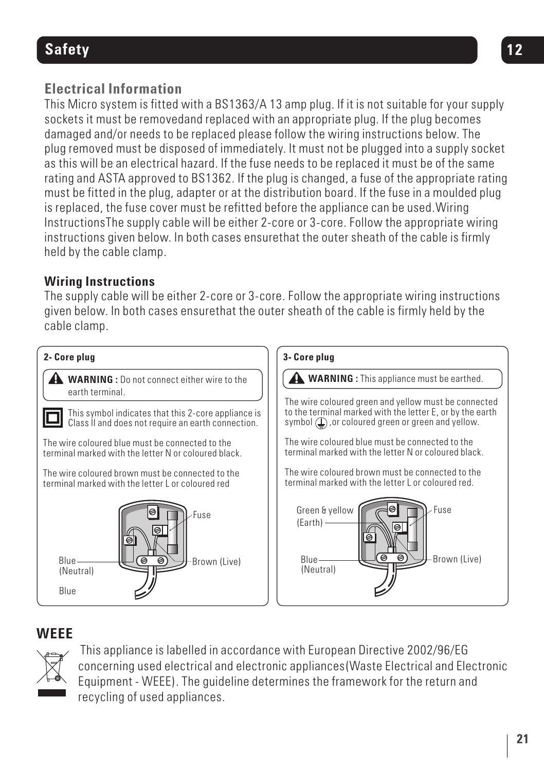## Safety

### Electrical Information

This Micro system is fitted with a BS1363/A 13 amp plug. If it is not suitable for your supply sockets it must be removedand replaced with an appropriate plug. If the plug becomes damaged and/or needs to be replaced please follow the wiring instructions below. The plug removed must be disposed of immediately. It must not be plugged into a supply socket as this will be an electrical hazard. If the fuse needs to be replaced it must be of the same rating and ASTA approved to BS1362. If the plug is changed, a fuse of the appropriate rating must be fitted in the plug, adapter or at the distribution board. If the fuse in a moulded plug is replaced, the fuse cover must be refitted before the appliance can be used.Wiring InstructionsThe supply cable will be either 2-core or 3-core. Follow the appropriate wiring instructions given below. In both cases ensurethat the outer sheath of the cable is firmly held by the cable clamp.

### Wiring Instructions

The supply cable will be either 2-core or 3-core. Follow the appropriate wiring instructions given below. In both cases ensurethat the outer sheath of the cable is firmly held by the cable clamp.

**2- Core plug**

**WARNING :** Do not connect either wire to the earth terminal.

This symbol indicates that this 2-core appliance is Class II and does not require an earth connection.

The wire coloured blue must be connected to the terminal marked with the letter N or coloured black.

The wire coloured brown must be connected to the terminal marked with the letter L or coloured red

Fuse

Blue (Neutral)

Brown (Live)

Blue

**3- Core plug**

**WARNING :** This appliance must be earthed.

The wire coloured green and yellow must be connected to the terminal marked with the letter E, or by the earth symbol ⏚ ,or coloured green or green and yellow.

The wire coloured blue must be connected to the terminal marked with the letter N or coloured black.

The wire coloured brown must be connected to the terminal marked with the letter L or coloured red.

Green & yellow (Earth)

Fuse

Blue (Neutral)

Brown (Live)

## WEEE

This appliance is labelled in accordance with European Directive 2002/96/EG concerning used electrical and electronic appliances(Waste Electrical and Electronic Equipment - WEEE). The guideline determines the framework for the return and recycling of used appliances.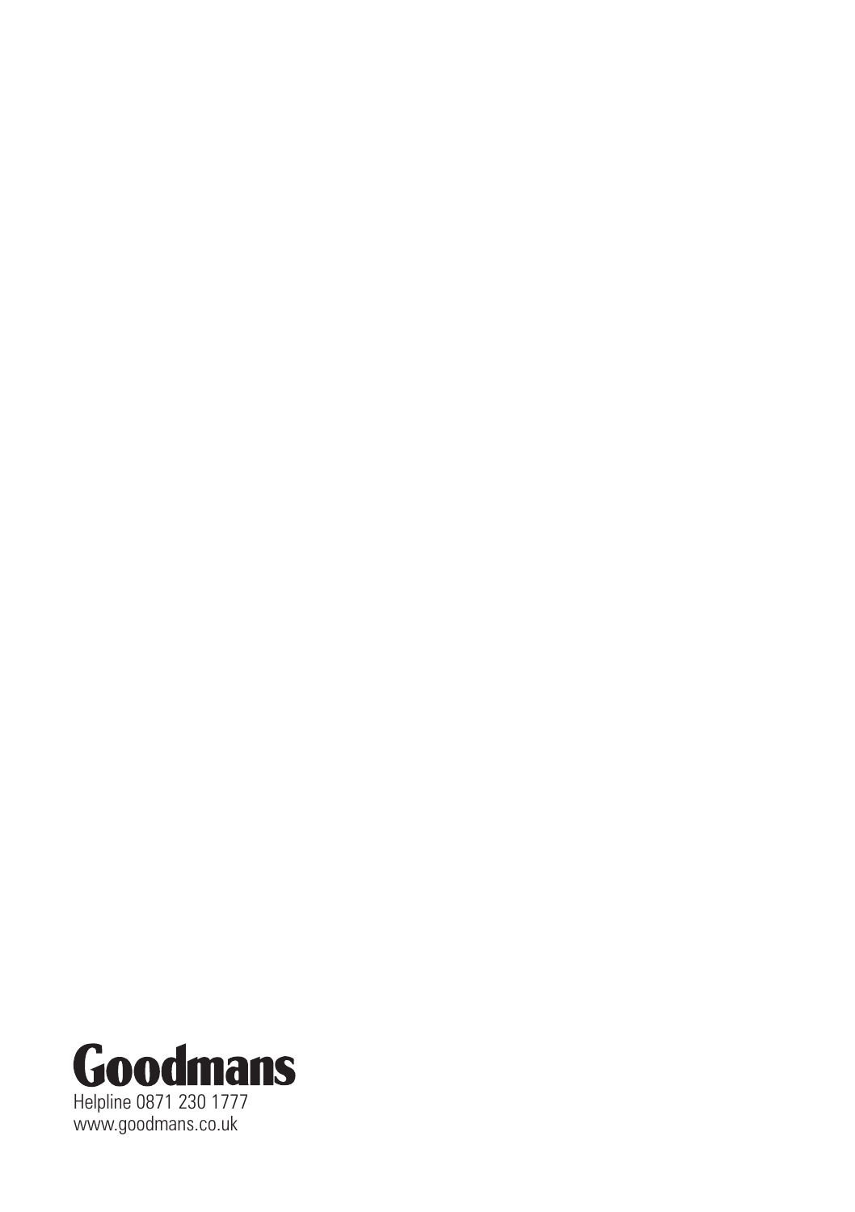**Goodmans**

Helpline 0871 230 1777

www.goodmans.co.uk